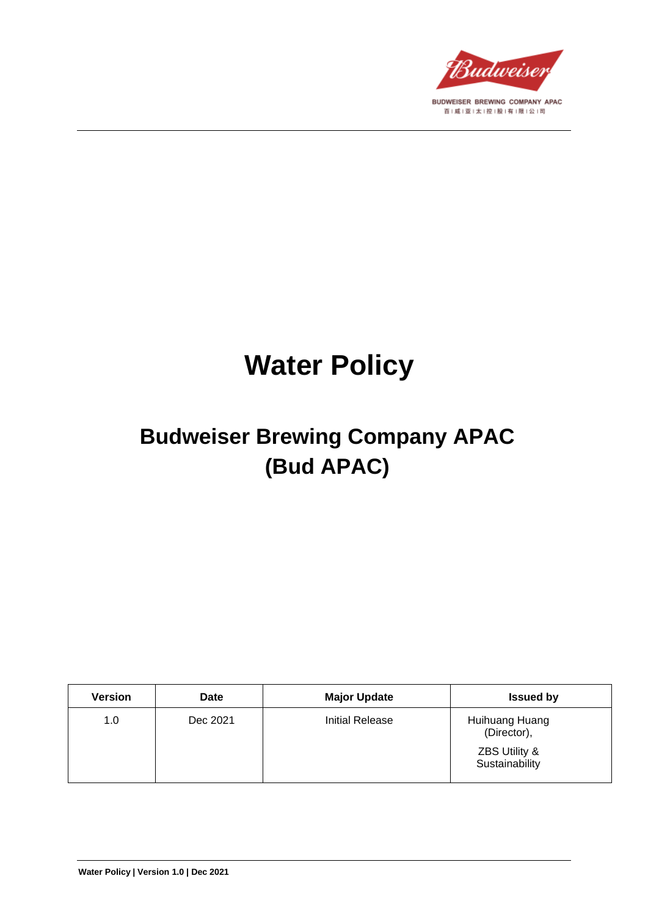BUDWEISER BREWING COMPANY APAC

百|威|亚|太|控|股|有|限|公|司

# Water Policy

## Budweiser Brewing Company APAC (Bud APAC)

| Version | Date | Major Update | Issued by |
| --- | --- | --- | --- |
| 1.0 | Dec 2021 | Initial Release | Huihuang Huang (Director), ZBS Utility & Sustainability |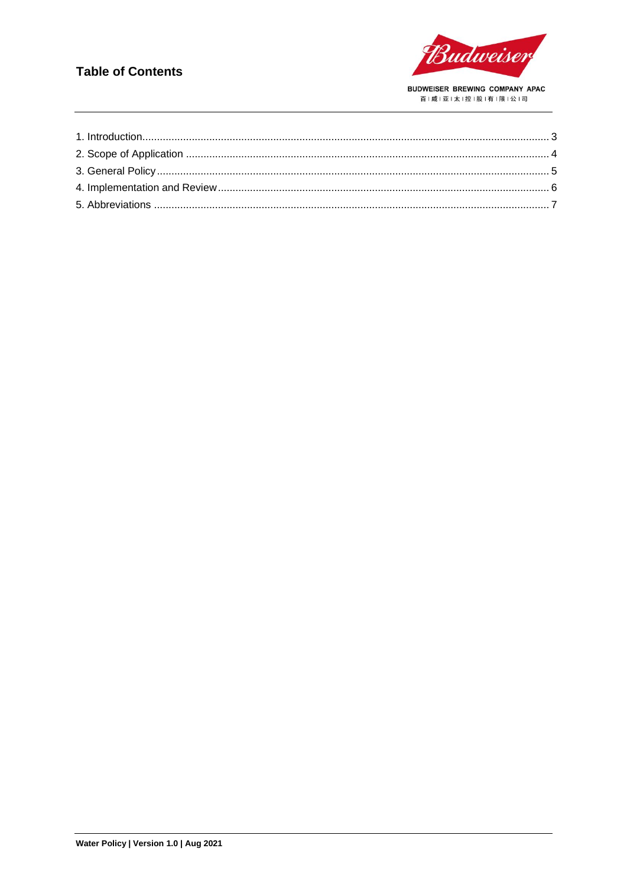# Table of Contents

1. Introduction .......... 3
2. Scope of Application .......... 4
3. General Policy .......... 5
4. Implementation and Review .......... 6
5. Abbreviations .......... 7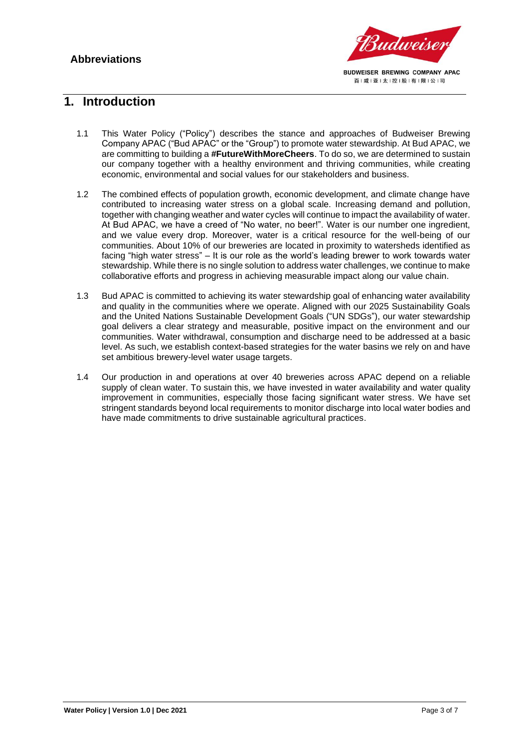## Abbreviations

# 1. Introduction

1.1 This Water Policy ("Policy") describes the stance and approaches of Budweiser Brewing Company APAC ("Bud APAC" or the "Group") to promote water stewardship. At Bud APAC, we are committing to building a **#FutureWithMoreCheers**. To do so, we are determined to sustain our company together with a healthy environment and thriving communities, while creating economic, environmental and social values for our stakeholders and business.

1.2 The combined effects of population growth, economic development, and climate change have contributed to increasing water stress on a global scale. Increasing demand and pollution, together with changing weather and water cycles will continue to impact the availability of water. At Bud APAC, we have a creed of "No water, no beer!". Water is our number one ingredient, and we value every drop. Moreover, water is a critical resource for the well-being of our communities. About 10% of our breweries are located in proximity to watersheds identified as facing "high water stress" – It is our role as the world's leading brewer to work towards water stewardship. While there is no single solution to address water challenges, we continue to make collaborative efforts and progress in achieving measurable impact along our value chain.

1.3 Bud APAC is committed to achieving its water stewardship goal of enhancing water availability and quality in the communities where we operate. Aligned with our 2025 Sustainability Goals and the United Nations Sustainable Development Goals ("UN SDGs"), our water stewardship goal delivers a clear strategy and measurable, positive impact on the environment and our communities. Water withdrawal, consumption and discharge need to be addressed at a basic level. As such, we establish context-based strategies for the water basins we rely on and have set ambitious brewery-level water usage targets.

1.4 Our production in and operations at over 40 breweries across APAC depend on a reliable supply of clean water. To sustain this, we have invested in water availability and water quality improvement in communities, especially those facing significant water stress. We have set stringent standards beyond local requirements to monitor discharge into local water bodies and have made commitments to drive sustainable agricultural practices.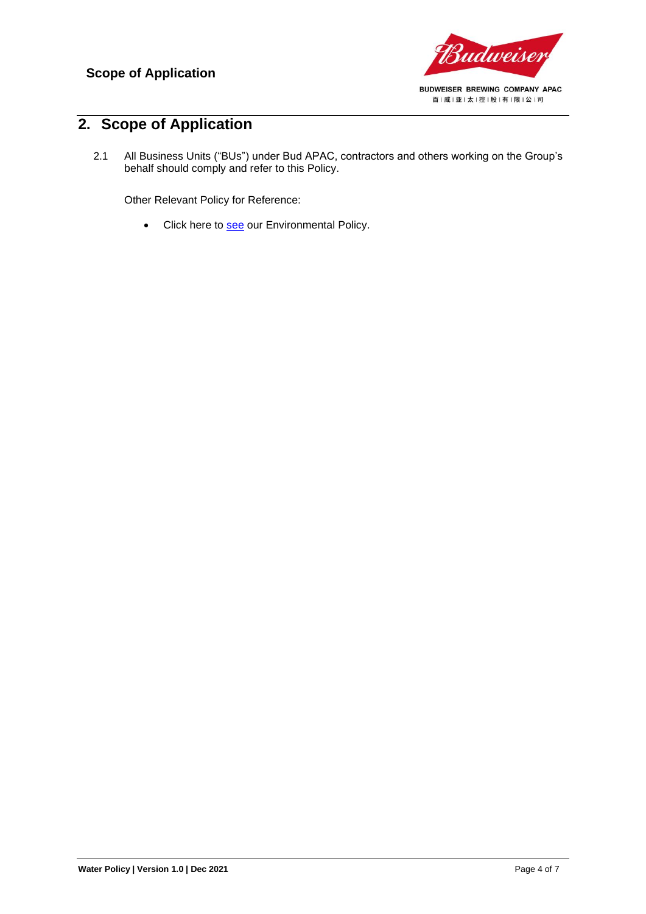## 2. Scope of Application

2.1 All Business Units ("BUs") under Bud APAC, contractors and others working on the Group's behalf should comply and refer to this Policy.

Other Relevant Policy for Reference:

- Click here to see our Environmental Policy.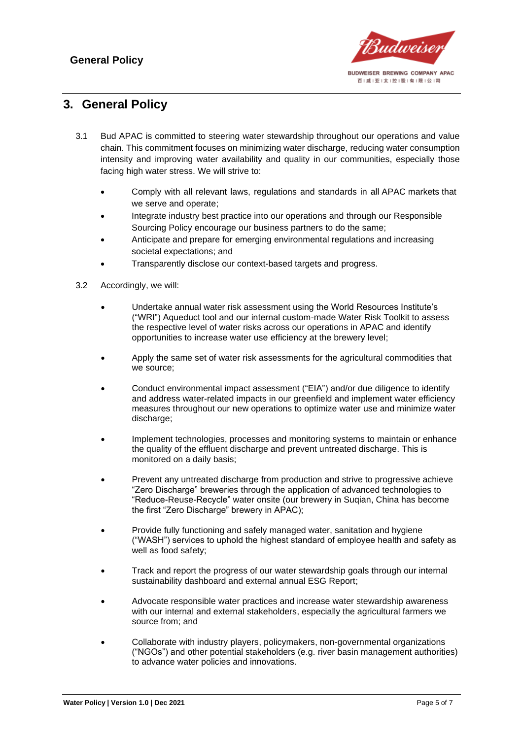## 3. General Policy

3.1 Bud APAC is committed to steering water stewardship throughout our operations and value chain. This commitment focuses on minimizing water discharge, reducing water consumption intensity and improving water availability and quality in our communities, especially those facing high water stress. We will strive to:

- Comply with all relevant laws, regulations and standards in all APAC markets that we serve and operate;
- Integrate industry best practice into our operations and through our Responsible Sourcing Policy encourage our business partners to do the same;
- Anticipate and prepare for emerging environmental regulations and increasing societal expectations; and
- Transparently disclose our context-based targets and progress.

3.2 Accordingly, we will:

- Undertake annual water risk assessment using the World Resources Institute's ("WRI") Aqueduct tool and our internal custom-made Water Risk Toolkit to assess the respective level of water risks across our operations in APAC and identify opportunities to increase water use efficiency at the brewery level;
- Apply the same set of water risk assessments for the agricultural commodities that we source;
- Conduct environmental impact assessment ("EIA") and/or due diligence to identify and address water-related impacts in our greenfield and implement water efficiency measures throughout our new operations to optimize water use and minimize water discharge;
- Implement technologies, processes and monitoring systems to maintain or enhance the quality of the effluent discharge and prevent untreated discharge. This is monitored on a daily basis;
- Prevent any untreated discharge from production and strive to progressive achieve "Zero Discharge" breweries through the application of advanced technologies to "Reduce-Reuse-Recycle" water onsite (our brewery in Suqian, China has become the first "Zero Discharge" brewery in APAC);
- Provide fully functioning and safely managed water, sanitation and hygiene ("WASH") services to uphold the highest standard of employee health and safety as well as food safety;
- Track and report the progress of our water stewardship goals through our internal sustainability dashboard and external annual ESG Report;
- Advocate responsible water practices and increase water stewardship awareness with our internal and external stakeholders, especially the agricultural farmers we source from; and
- Collaborate with industry players, policymakers, non-governmental organizations ("NGOs") and other potential stakeholders (e.g. river basin management authorities) to advance water policies and innovations.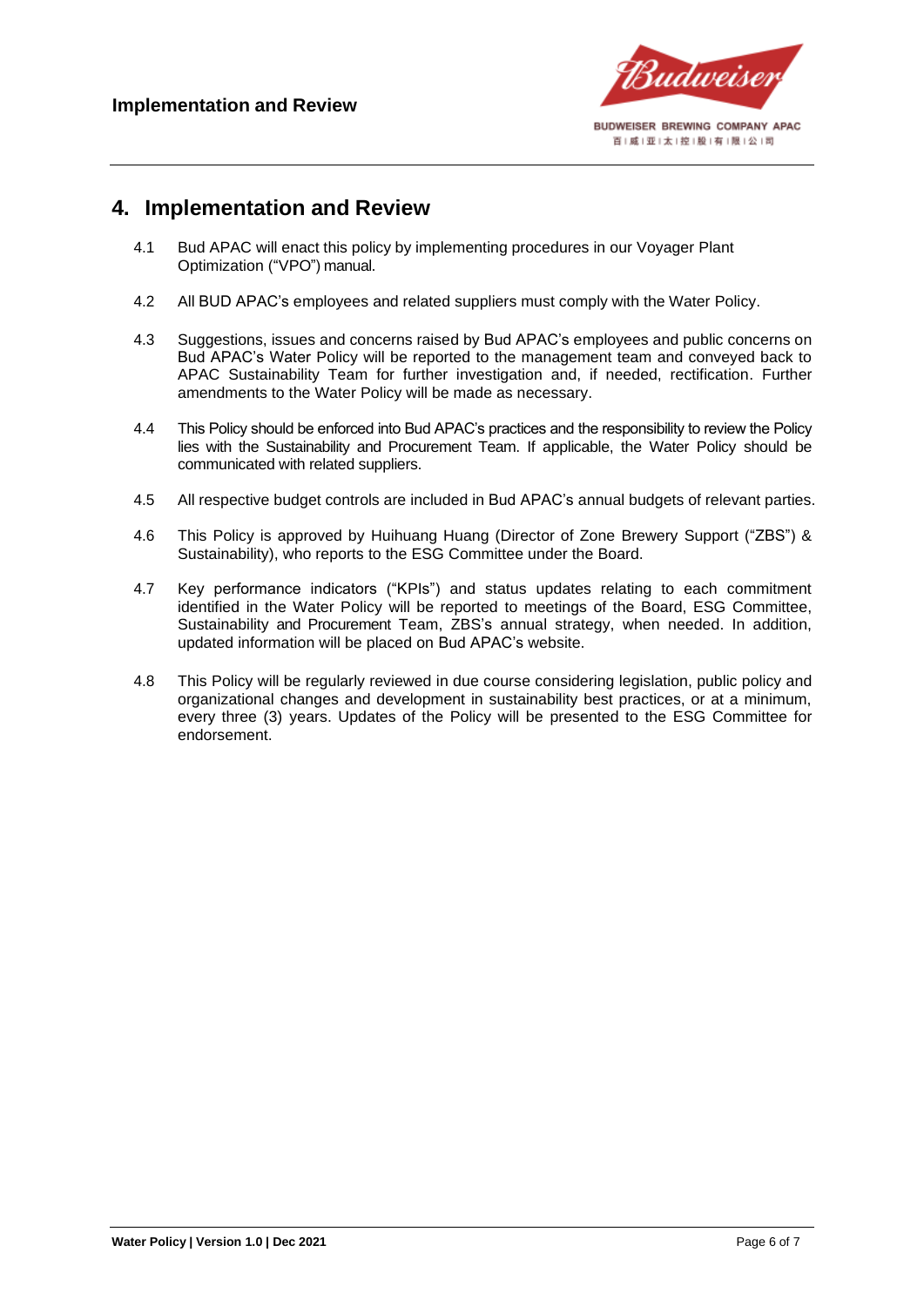## 4. Implementation and Review

4.1 Bud APAC will enact this policy by implementing procedures in our Voyager Plant Optimization ("VPO") manual.

4.2 All BUD APAC's employees and related suppliers must comply with the Water Policy.

4.3 Suggestions, issues and concerns raised by Bud APAC's employees and public concerns on Bud APAC's Water Policy will be reported to the management team and conveyed back to APAC Sustainability Team for further investigation and, if needed, rectification. Further amendments to the Water Policy will be made as necessary.

4.4 This Policy should be enforced into Bud APAC's practices and the responsibility to review the Policy lies with the Sustainability and Procurement Team. If applicable, the Water Policy should be communicated with related suppliers.

4.5 All respective budget controls are included in Bud APAC's annual budgets of relevant parties.

4.6 This Policy is approved by Huihuang Huang (Director of Zone Brewery Support ("ZBS") & Sustainability), who reports to the ESG Committee under the Board.

4.7 Key performance indicators ("KPIs") and status updates relating to each commitment identified in the Water Policy will be reported to meetings of the Board, ESG Committee, Sustainability and Procurement Team, ZBS's annual strategy, when needed. In addition, updated information will be placed on Bud APAC's website.

4.8 This Policy will be regularly reviewed in due course considering legislation, public policy and organizational changes and development in sustainability best practices, or at a minimum, every three (3) years. Updates of the Policy will be presented to the ESG Committee for endorsement.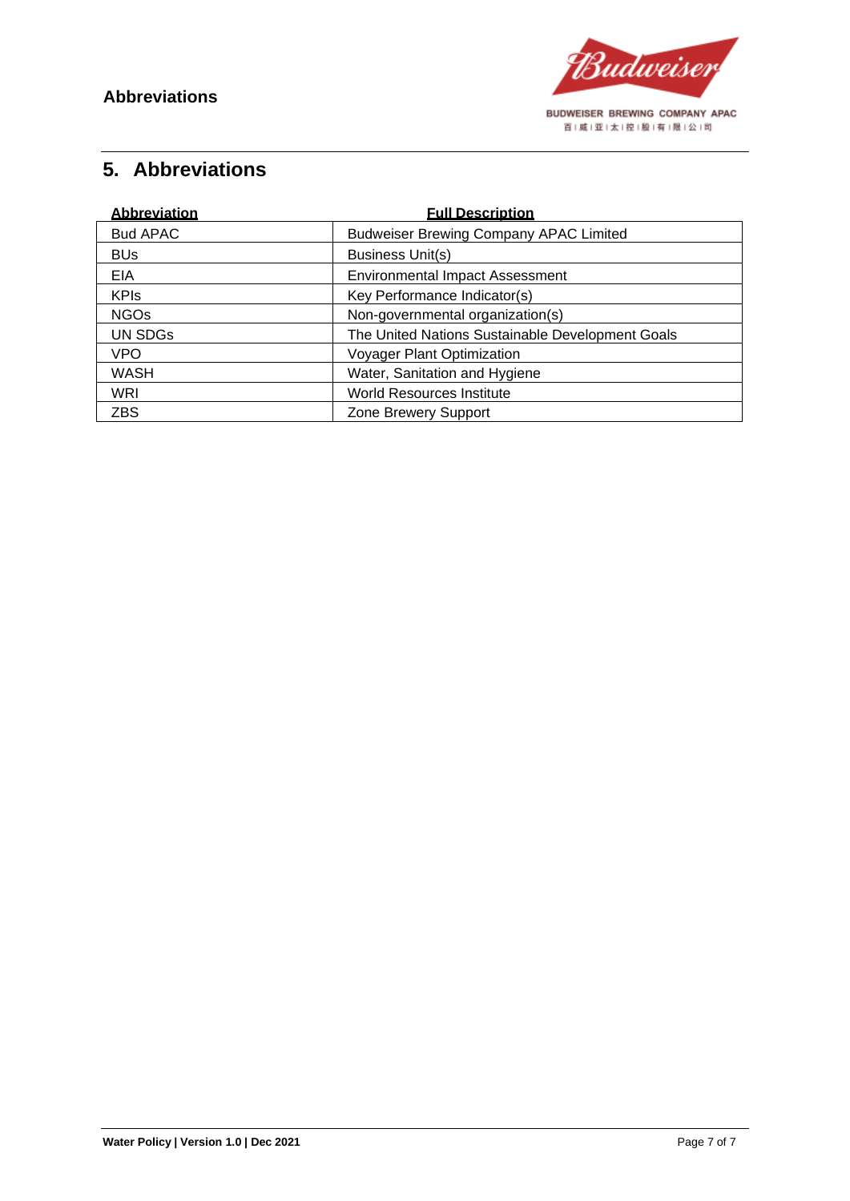## 5. Abbreviations

| Abbreviation | Full Description |
|---|---|
| Bud APAC | Budweiser Brewing Company APAC Limited |
| BUs | Business Unit(s) |
| EIA | Environmental Impact Assessment |
| KPIs | Key Performance Indicator(s) |
| NGOs | Non-governmental organization(s) |
| UN SDGs | The United Nations Sustainable Development Goals |
| VPO | Voyager Plant Optimization |
| WASH | Water, Sanitation and Hygiene |
| WRI | World Resources Institute |
| ZBS | Zone Brewery Support |